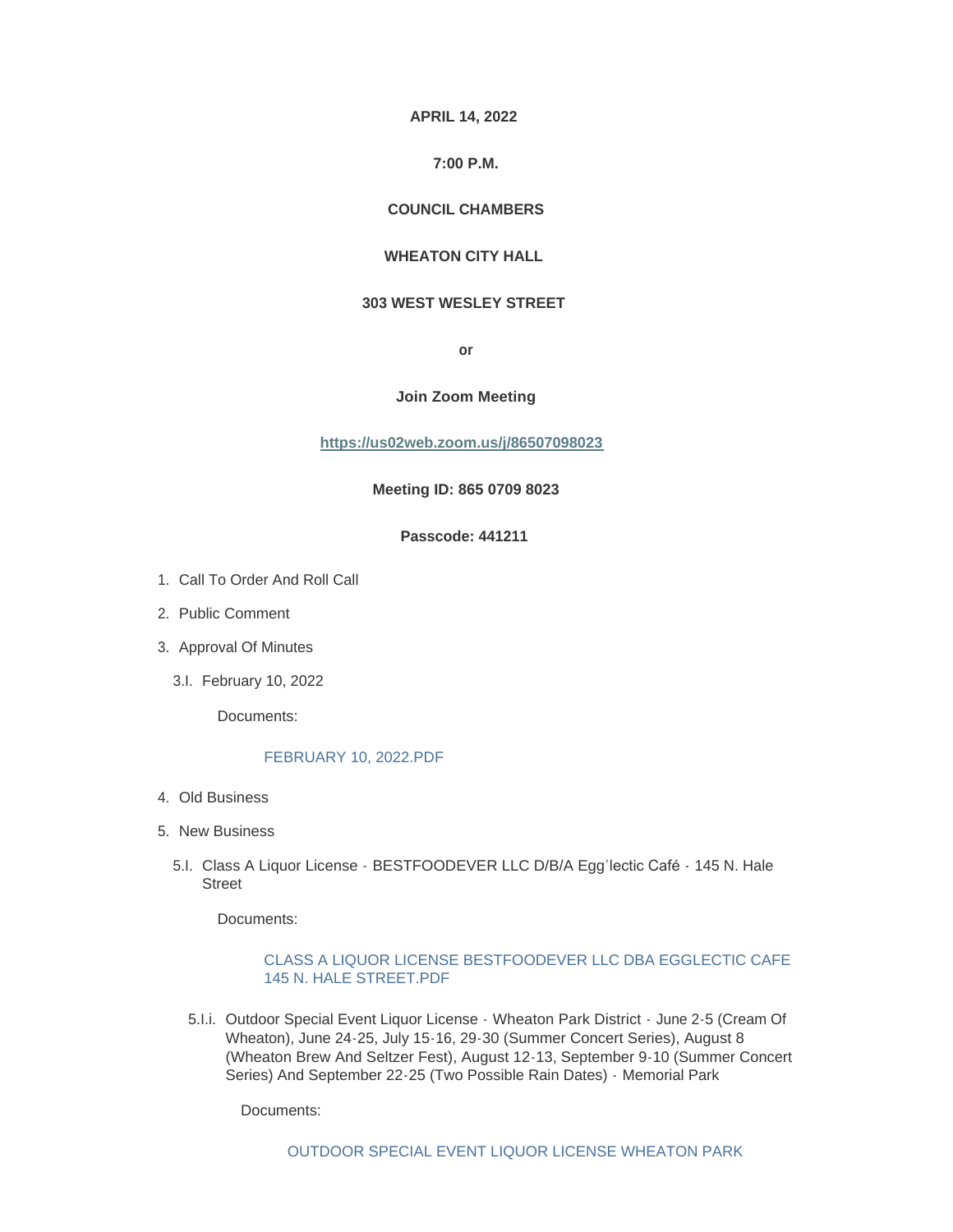**APRIL 14, 2022**

**7:00 P.M.**

**COUNCIL CHAMBERS**

**WHEATON CITY HALL**

**303 WEST WESLEY STREET**

**or**

**Join Zoom Meeting**

**https://us02web.zoom.us/j/86507098023**

**Meeting ID: 865 0709 8023**

**Passcode: 441211**

1. Call To Order And Roll Call
2. Public Comment
3. Approval Of Minutes
   - 3.I. February 10, 2022

     Documents:

     FEBRUARY 10, 2022.PDF

4. Old Business
5. New Business
   - 5.I. Class A Liquor License - BESTFOODEVER LLC D/B/A Egg'lectic Café - 145 N. Hale Street

     Documents:

     CLASS A LIQUOR LICENSE BESTFOODEVER LLC DBA EGGLECTIC CAFE 145 N. HALE STREET.PDF

     - 5.I.i. Outdoor Special Event Liquor License - Wheaton Park District - June 2-5 (Cream Of Wheaton), June 24-25, July 15-16, 29-30 (Summer Concert Series), August 8 (Wheaton Brew And Seltzer Fest), August 12-13, September 9-10 (Summer Concert Series) And September 22-25 (Two Possible Rain Dates) - Memorial Park

       Documents:

       OUTDOOR SPECIAL EVENT LIQUOR LICENSE WHEATON PARK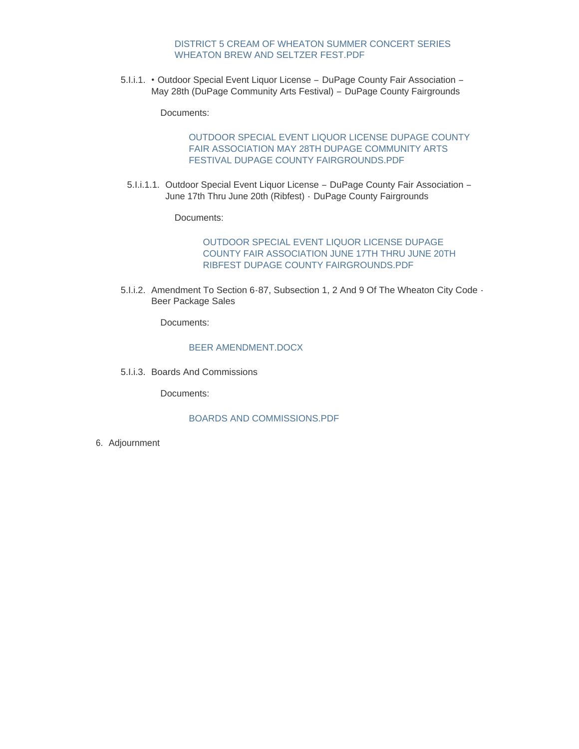DISTRICT 5 CREAM OF WHEATON SUMMER CONCERT SERIES WHEATON BREW AND SELTZER FEST.PDF

5.I.i.1. • Outdoor Special Event Liquor License – DuPage County Fair Association – May 28th (DuPage Community Arts Festival) – DuPage County Fairgrounds

Documents:

OUTDOOR SPECIAL EVENT LIQUOR LICENSE DUPAGE COUNTY FAIR ASSOCIATION MAY 28TH DUPAGE COMMUNITY ARTS FESTIVAL DUPAGE COUNTY FAIRGROUNDS.PDF

5.I.i.1.1. Outdoor Special Event Liquor License – DuPage County Fair Association – June 17th Thru June 20th (Ribfest) - DuPage County Fairgrounds

Documents:

OUTDOOR SPECIAL EVENT LIQUOR LICENSE DUPAGE COUNTY FAIR ASSOCIATION JUNE 17TH THRU JUNE 20TH RIBFEST DUPAGE COUNTY FAIRGROUNDS.PDF

5.I.i.2. Amendment To Section 6-87, Subsection 1, 2 And 9 Of The Wheaton City Code - Beer Package Sales

Documents:

BEER AMENDMENT.DOCX

5.I.i.3. Boards And Commissions

Documents:

BOARDS AND COMMISSIONS.PDF

6. Adjournment